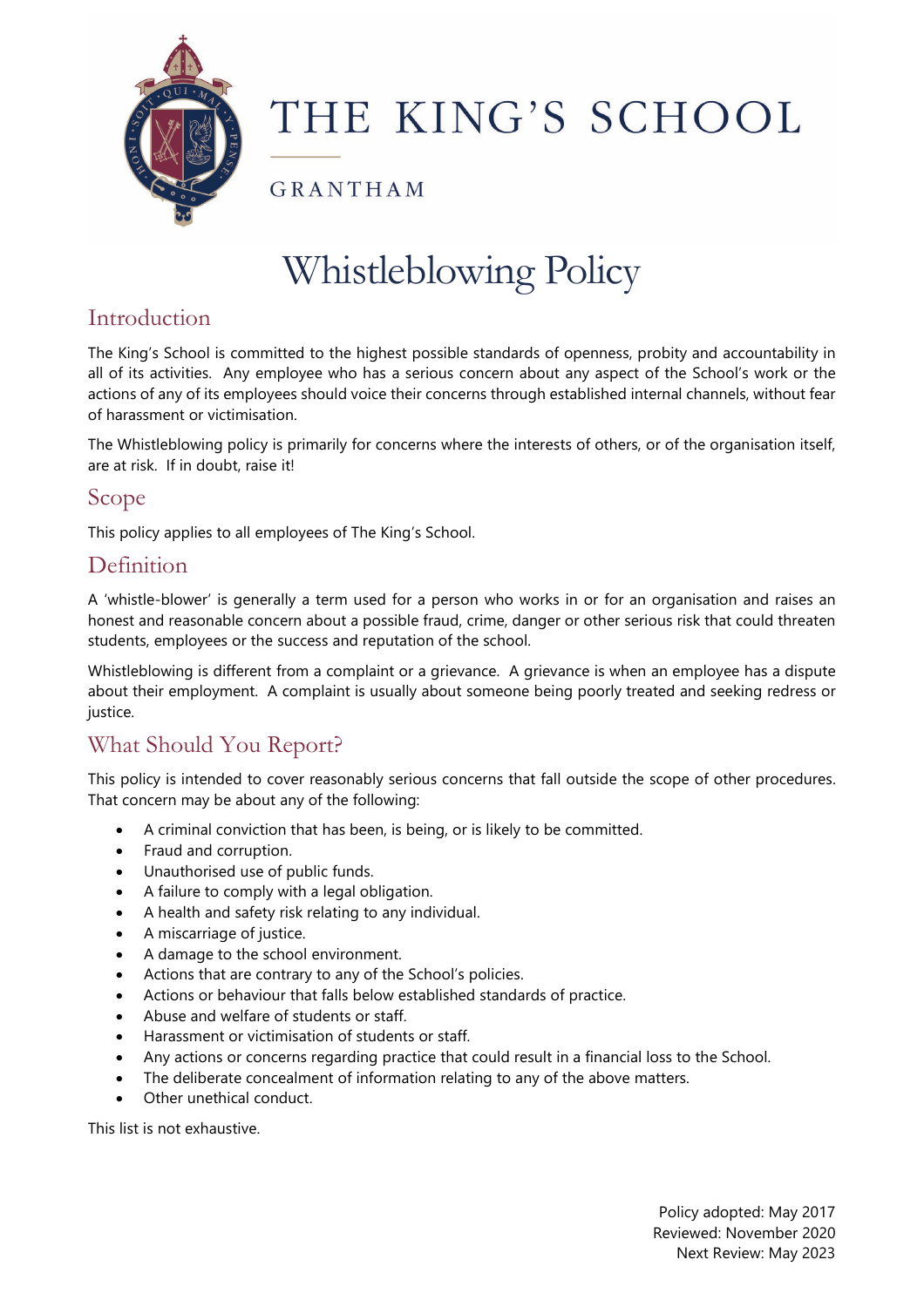# THE KING'S SCHOOL

GRANTHAM

# Whistleblowing Policy

## Introduction

The King's School is committed to the highest possible standards of openness, probity and accountability in all of its activities. Any employee who has a serious concern about any aspect of the School's work or the actions of any of its employees should voice their concerns through established internal channels, without fear of harassment or victimisation.

The Whistleblowing policy is primarily for concerns where the interests of others, or of the organisation itself, are at risk. If in doubt, raise it!

## Scope

This policy applies to all employees of The King's School.

## Definition

A 'whistle-blower' is generally a term used for a person who works in or for an organisation and raises an honest and reasonable concern about a possible fraud, crime, danger or other serious risk that could threaten students, employees or the success and reputation of the school.

Whistleblowing is different from a complaint or a grievance. A grievance is when an employee has a dispute about their employment. A complaint is usually about someone being poorly treated and seeking redress or justice.

## What Should You Report?

This policy is intended to cover reasonably serious concerns that fall outside the scope of other procedures. That concern may be about any of the following:

- A criminal conviction that has been, is being, or is likely to be committed.
- Fraud and corruption.
- Unauthorised use of public funds.
- A failure to comply with a legal obligation.
- A health and safety risk relating to any individual.
- A miscarriage of justice.
- A damage to the school environment.
- Actions that are contrary to any of the School's policies.
- Actions or behaviour that falls below established standards of practice.
- Abuse and welfare of students or staff.
- Harassment or victimisation of students or staff.
- Any actions or concerns regarding practice that could result in a financial loss to the School.
- The deliberate concealment of information relating to any of the above matters.
- Other unethical conduct.

This list is not exhaustive.

Policy adopted: May 2017
Reviewed: November 2020
Next Review: May 2023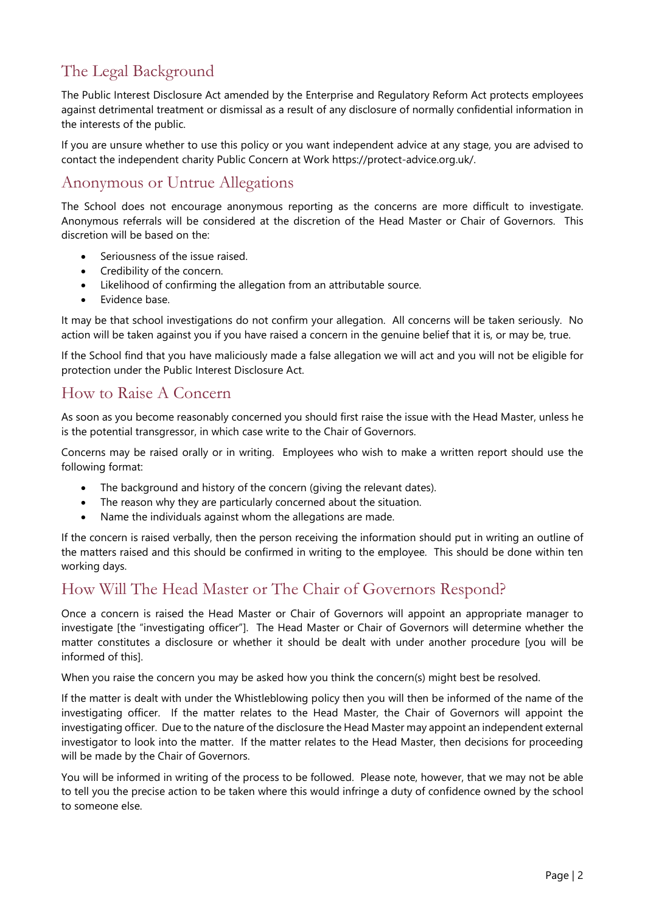## The Legal Background

The Public Interest Disclosure Act amended by the Enterprise and Regulatory Reform Act protects employees against detrimental treatment or dismissal as a result of any disclosure of normally confidential information in the interests of the public.

If you are unsure whether to use this policy or you want independent advice at any stage, you are advised to contact the independent charity Public Concern at Work https://protect-advice.org.uk/.

## Anonymous or Untrue Allegations

The School does not encourage anonymous reporting as the concerns are more difficult to investigate. Anonymous referrals will be considered at the discretion of the Head Master or Chair of Governors. This discretion will be based on the:

- Seriousness of the issue raised.
- Credibility of the concern.
- Likelihood of confirming the allegation from an attributable source.
- Evidence base.

It may be that school investigations do not confirm your allegation. All concerns will be taken seriously. No action will be taken against you if you have raised a concern in the genuine belief that it is, or may be, true.

If the School find that you have maliciously made a false allegation we will act and you will not be eligible for protection under the Public Interest Disclosure Act.

## How to Raise A Concern

As soon as you become reasonably concerned you should first raise the issue with the Head Master, unless he is the potential transgressor, in which case write to the Chair of Governors.

Concerns may be raised orally or in writing. Employees who wish to make a written report should use the following format:

- The background and history of the concern (giving the relevant dates).
- The reason why they are particularly concerned about the situation.
- Name the individuals against whom the allegations are made.

If the concern is raised verbally, then the person receiving the information should put in writing an outline of the matters raised and this should be confirmed in writing to the employee. This should be done within ten working days.

## How Will The Head Master or The Chair of Governors Respond?

Once a concern is raised the Head Master or Chair of Governors will appoint an appropriate manager to investigate [the "investigating officer"]. The Head Master or Chair of Governors will determine whether the matter constitutes a disclosure or whether it should be dealt with under another procedure [you will be informed of this].

When you raise the concern you may be asked how you think the concern(s) might best be resolved.

If the matter is dealt with under the Whistleblowing policy then you will then be informed of the name of the investigating officer. If the matter relates to the Head Master, the Chair of Governors will appoint the investigating officer. Due to the nature of the disclosure the Head Master may appoint an independent external investigator to look into the matter. If the matter relates to the Head Master, then decisions for proceeding will be made by the Chair of Governors.

You will be informed in writing of the process to be followed. Please note, however, that we may not be able to tell you the precise action to be taken where this would infringe a duty of confidence owned by the school to someone else.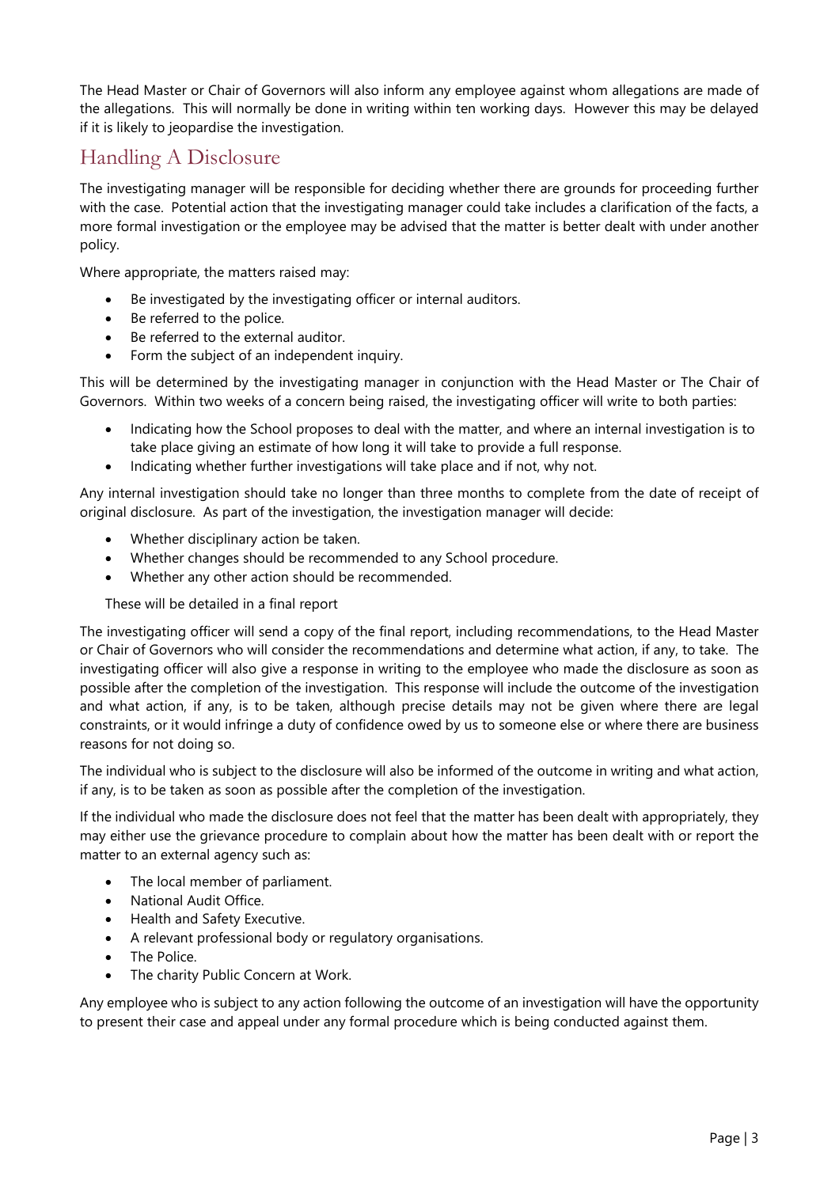The Head Master or Chair of Governors will also inform any employee against whom allegations are made of the allegations. This will normally be done in writing within ten working days. However this may be delayed if it is likely to jeopardise the investigation.

## Handling A Disclosure

The investigating manager will be responsible for deciding whether there are grounds for proceeding further with the case. Potential action that the investigating manager could take includes a clarification of the facts, a more formal investigation or the employee may be advised that the matter is better dealt with under another policy.

Where appropriate, the matters raised may:

- Be investigated by the investigating officer or internal auditors.
- Be referred to the police.
- Be referred to the external auditor.
- Form the subject of an independent inquiry.

This will be determined by the investigating manager in conjunction with the Head Master or The Chair of Governors. Within two weeks of a concern being raised, the investigating officer will write to both parties:

- Indicating how the School proposes to deal with the matter, and where an internal investigation is to take place giving an estimate of how long it will take to provide a full response.
- Indicating whether further investigations will take place and if not, why not.

Any internal investigation should take no longer than three months to complete from the date of receipt of original disclosure. As part of the investigation, the investigation manager will decide:

- Whether disciplinary action be taken.
- Whether changes should be recommended to any School procedure.
- Whether any other action should be recommended.

These will be detailed in a final report

The investigating officer will send a copy of the final report, including recommendations, to the Head Master or Chair of Governors who will consider the recommendations and determine what action, if any, to take. The investigating officer will also give a response in writing to the employee who made the disclosure as soon as possible after the completion of the investigation. This response will include the outcome of the investigation and what action, if any, is to be taken, although precise details may not be given where there are legal constraints, or it would infringe a duty of confidence owed by us to someone else or where there are business reasons for not doing so.

The individual who is subject to the disclosure will also be informed of the outcome in writing and what action, if any, is to be taken as soon as possible after the completion of the investigation.

If the individual who made the disclosure does not feel that the matter has been dealt with appropriately, they may either use the grievance procedure to complain about how the matter has been dealt with or report the matter to an external agency such as:

- The local member of parliament.
- National Audit Office.
- Health and Safety Executive.
- A relevant professional body or regulatory organisations.
- The Police.
- The charity Public Concern at Work.

Any employee who is subject to any action following the outcome of an investigation will have the opportunity to present their case and appeal under any formal procedure which is being conducted against them.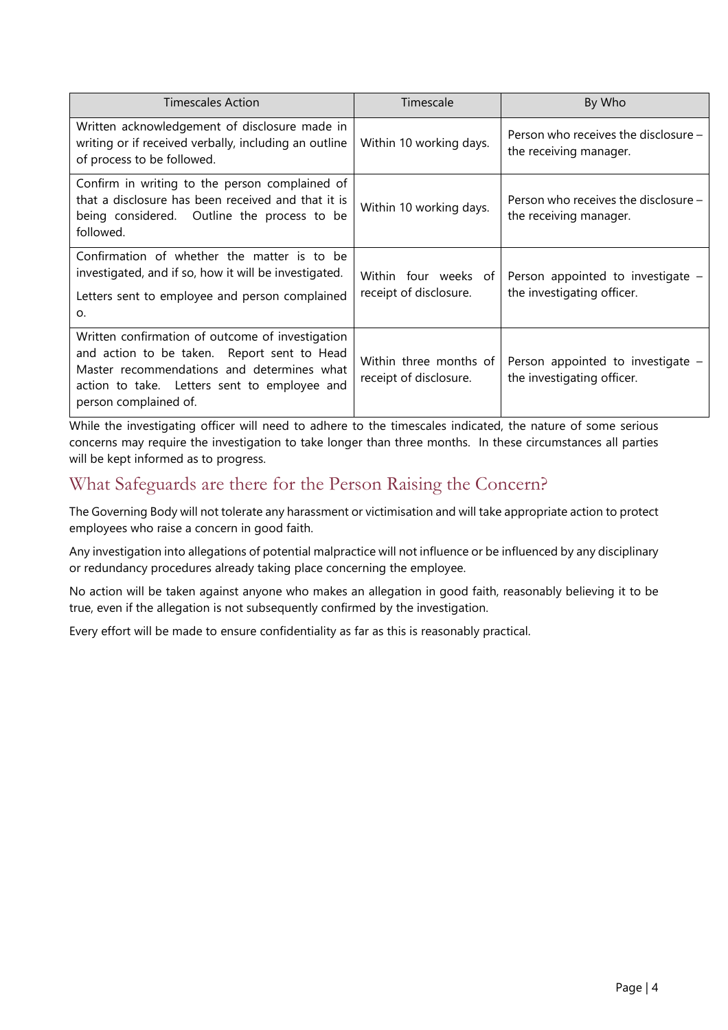| Timescales Action | Timescale | By Who |
|---|---|---|
| Written acknowledgement of disclosure made in writing or if received verbally, including an outline of process to be followed. | Within 10 working days. | Person who receives the disclosure – the receiving manager. |
| Confirm in writing to the person complained of that a disclosure has been received and that it is being considered. Outline the process to be followed. | Within 10 working days. | Person who receives the disclosure – the receiving manager. |
| Confirmation of whether the matter is to be investigated, and if so, how it will be investigated. Letters sent to employee and person complained o. | Within four weeks of receipt of disclosure. | Person appointed to investigate – the investigating officer. |
| Written confirmation of outcome of investigation and action to be taken. Report sent to Head Master recommendations and determines what action to take. Letters sent to employee and person complained of. | Within three months of receipt of disclosure. | Person appointed to investigate – the investigating officer. |

While the investigating officer will need to adhere to the timescales indicated, the nature of some serious concerns may require the investigation to take longer than three months. In these circumstances all parties will be kept informed as to progress.

## What Safeguards are there for the Person Raising the Concern?

The Governing Body will not tolerate any harassment or victimisation and will take appropriate action to protect employees who raise a concern in good faith.

Any investigation into allegations of potential malpractice will not influence or be influenced by any disciplinary or redundancy procedures already taking place concerning the employee.

No action will be taken against anyone who makes an allegation in good faith, reasonably believing it to be true, even if the allegation is not subsequently confirmed by the investigation.

Every effort will be made to ensure confidentiality as far as this is reasonably practical.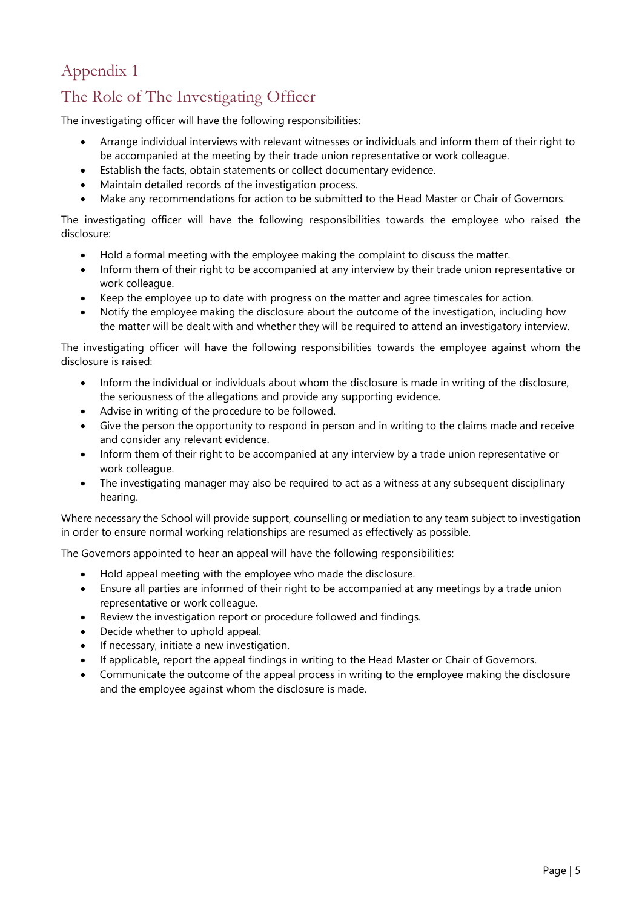# Appendix 1

## The Role of The Investigating Officer

The investigating officer will have the following responsibilities:

- Arrange individual interviews with relevant witnesses or individuals and inform them of their right to be accompanied at the meeting by their trade union representative or work colleague.
- Establish the facts, obtain statements or collect documentary evidence.
- Maintain detailed records of the investigation process.
- Make any recommendations for action to be submitted to the Head Master or Chair of Governors.

The investigating officer will have the following responsibilities towards the employee who raised the disclosure:

- Hold a formal meeting with the employee making the complaint to discuss the matter.
- Inform them of their right to be accompanied at any interview by their trade union representative or work colleague.
- Keep the employee up to date with progress on the matter and agree timescales for action.
- Notify the employee making the disclosure about the outcome of the investigation, including how the matter will be dealt with and whether they will be required to attend an investigatory interview.

The investigating officer will have the following responsibilities towards the employee against whom the disclosure is raised:

- Inform the individual or individuals about whom the disclosure is made in writing of the disclosure, the seriousness of the allegations and provide any supporting evidence.
- Advise in writing of the procedure to be followed.
- Give the person the opportunity to respond in person and in writing to the claims made and receive and consider any relevant evidence.
- Inform them of their right to be accompanied at any interview by a trade union representative or work colleague.
- The investigating manager may also be required to act as a witness at any subsequent disciplinary hearing.

Where necessary the School will provide support, counselling or mediation to any team subject to investigation in order to ensure normal working relationships are resumed as effectively as possible.

The Governors appointed to hear an appeal will have the following responsibilities:

- Hold appeal meeting with the employee who made the disclosure.
- Ensure all parties are informed of their right to be accompanied at any meetings by a trade union representative or work colleague.
- Review the investigation report or procedure followed and findings.
- Decide whether to uphold appeal.
- If necessary, initiate a new investigation.
- If applicable, report the appeal findings in writing to the Head Master or Chair of Governors.
- Communicate the outcome of the appeal process in writing to the employee making the disclosure and the employee against whom the disclosure is made.